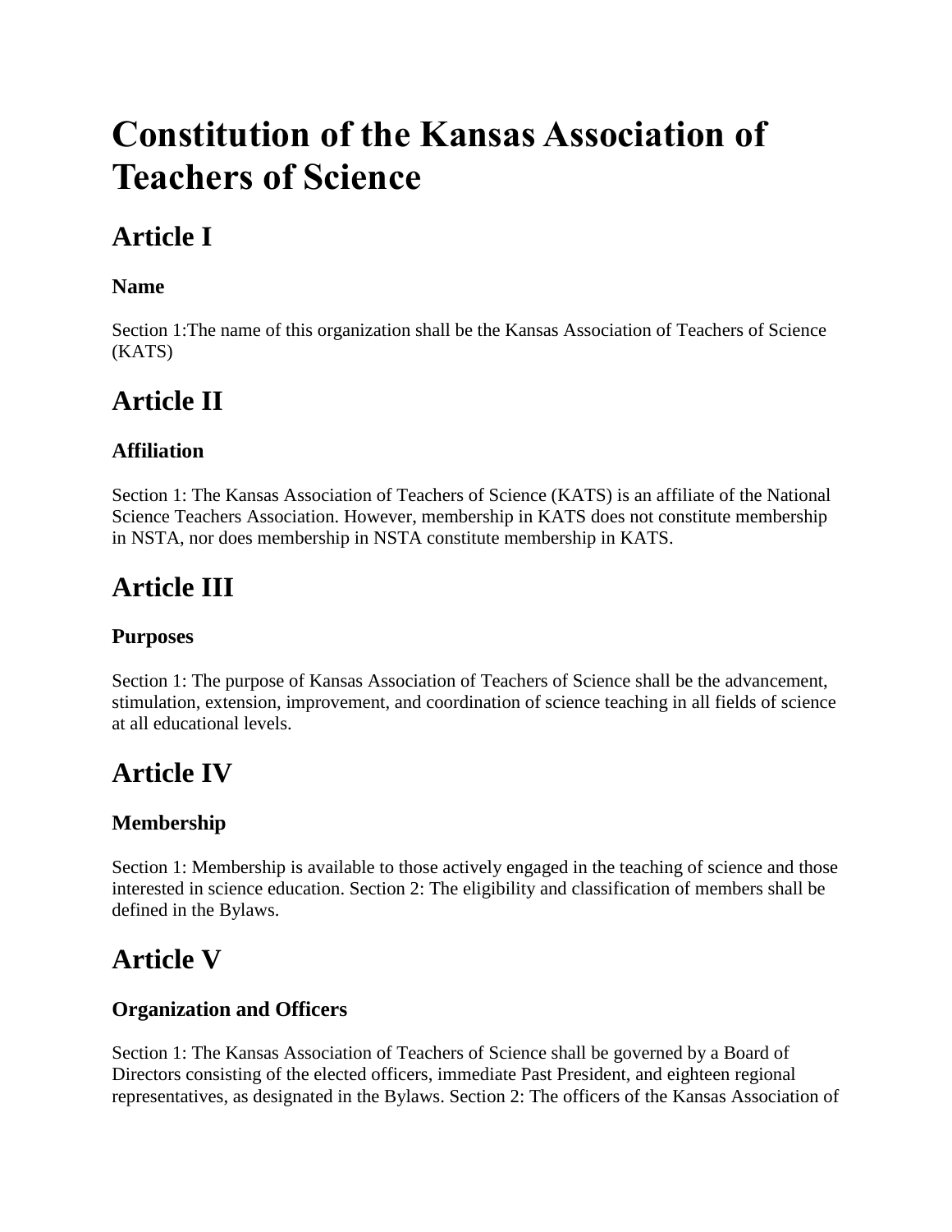# Constitution of the Kansas Association of Teachers of Science

## Article I

### Name

Section 1:The name of this organization shall be the Kansas Association of Teachers of Science (KATS)

## Article II

### Affiliation

Section 1: The Kansas Association of Teachers of Science (KATS) is an affiliate of the National Science Teachers Association. However, membership in KATS does not constitute membership in NSTA, nor does membership in NSTA constitute membership in KATS.

## Article III

### Purposes

Section 1: The purpose of Kansas Association of Teachers of Science shall be the advancement, stimulation, extension, improvement, and coordination of science teaching in all fields of science at all educational levels.

## Article IV

### Membership

Section 1: Membership is available to those actively engaged in the teaching of science and those interested in science education. Section 2: The eligibility and classification of members shall be defined in the Bylaws.

## Article V

### Organization and Officers

Section 1: The Kansas Association of Teachers of Science shall be governed by a Board of Directors consisting of the elected officers, immediate Past President, and eighteen regional representatives, as designated in the Bylaws. Section 2: The officers of the Kansas Association of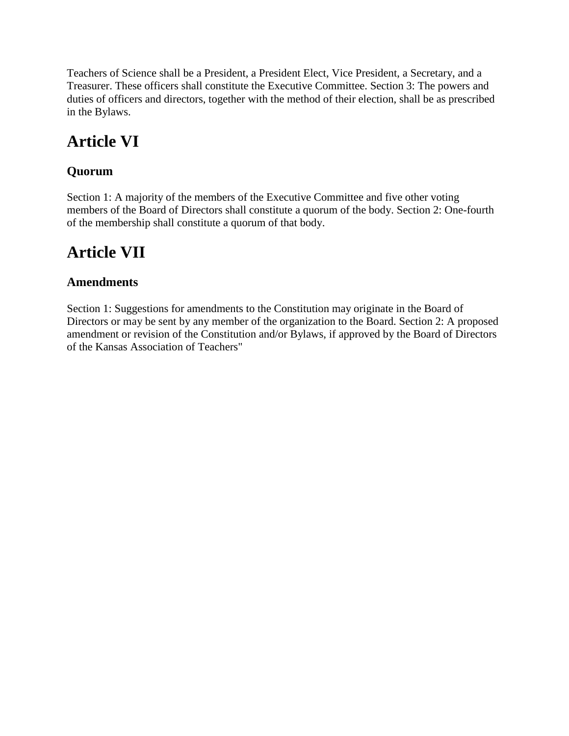Teachers of Science shall be a President, a President Elect, Vice President, a Secretary, and a Treasurer. These officers shall constitute the Executive Committee. Section 3: The powers and duties of officers and directors, together with the method of their election, shall be as prescribed in the Bylaws.

# Article VI

## Quorum

Section 1: A majority of the members of the Executive Committee and five other voting members of the Board of Directors shall constitute a quorum of the body. Section 2: One-fourth of the membership shall constitute a quorum of that body.

# Article VII

## Amendments

Section 1: Suggestions for amendments to the Constitution may originate in the Board of Directors or may be sent by any member of the organization to the Board. Section 2: A proposed amendment or revision of the Constitution and/or Bylaws, if approved by the Board of Directors of the Kansas Association of Teachers"